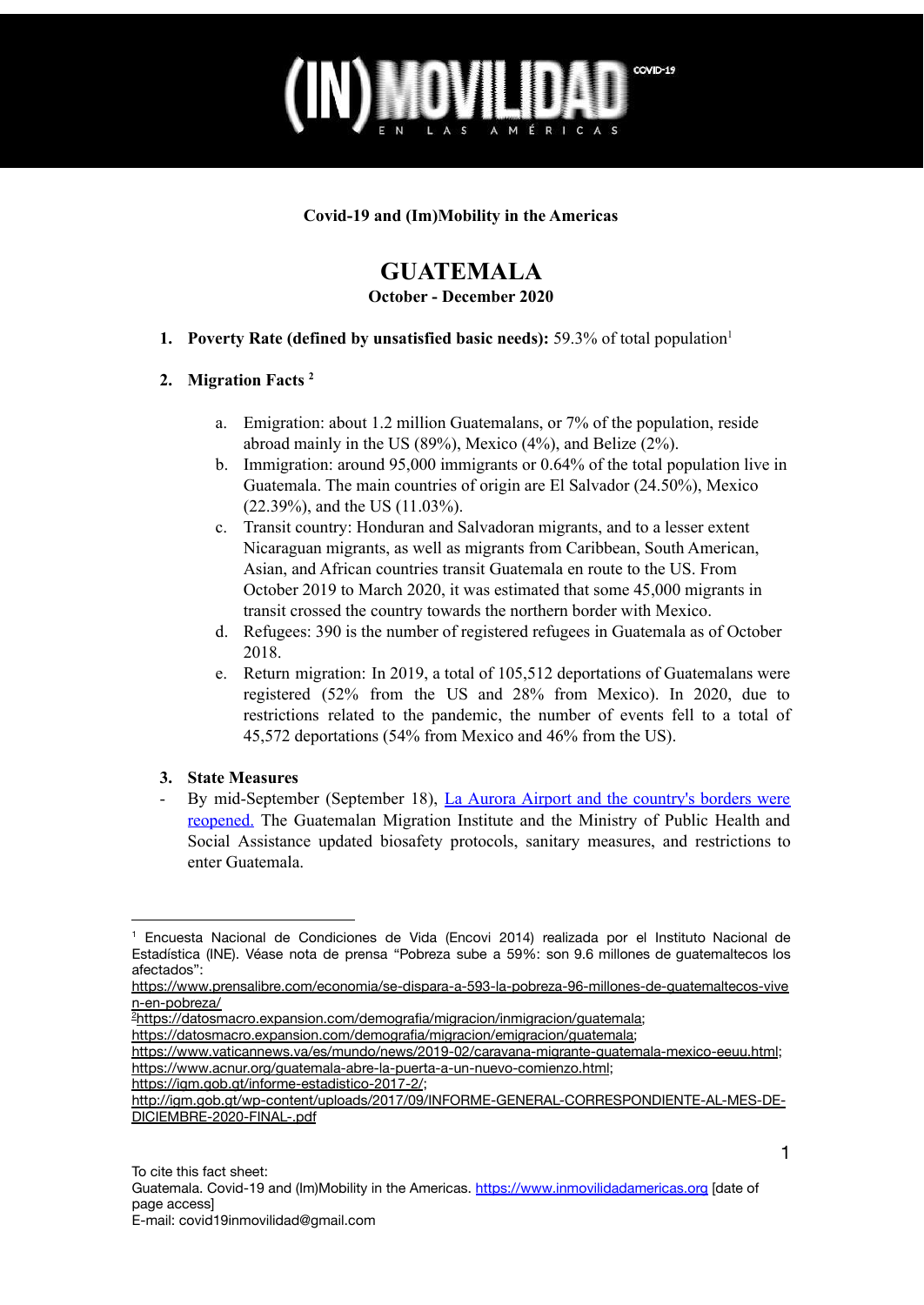**Covid-19 and (Im)Mobility in the Americas**

# GUATEMALA

**October - December 2020**

1. **Poverty Rate (defined by unsatisfied basic needs):** 59.3% of total population[1]

2. **Migration Facts** [2]

   a. Emigration: about 1.2 million Guatemalans, or 7% of the population, reside abroad mainly in the US (89%), Mexico (4%), and Belize (2%).

   b. Immigration: around 95,000 immigrants or 0.64% of the total population live in Guatemala. The main countries of origin are El Salvador (24.50%), Mexico (22.39%), and the US (11.03%).

   c. Transit country: Honduran and Salvadoran migrants, and to a lesser extent Nicaraguan migrants, as well as migrants from Caribbean, South American, Asian, and African countries transit Guatemala en route to the US. From October 2019 to March 2020, it was estimated that some 45,000 migrants in transit crossed the country towards the northern border with Mexico.

   d. Refugees: 390 is the number of registered refugees in Guatemala as of October 2018.

   e. Return migration: In 2019, a total of 105,512 deportations of Guatemalans were registered (52% from the US and 28% from Mexico). In 2020, due to restrictions related to the pandemic, the number of events fell to a total of 45,572 deportations (54% from Mexico and 46% from the US).

3. **State Measures**

- By mid-September (September 18), La Aurora Airport and the country's borders were reopened. The Guatemalan Migration Institute and the Ministry of Public Health and Social Assistance updated biosafety protocols, sanitary measures, and restrictions to enter Guatemala.

---

[1] Encuesta Nacional de Condiciones de Vida (Encovi 2014) realizada por el Instituto Nacional de Estadística (INE). Véase nota de prensa "Pobreza sube a 59%: son 9.6 millones de guatemaltecos los afectados": https://www.prensalibre.com/economia/se-dispara-a-593-la-pobreza-96-millones-de-guatemaltecos-viven-en-pobreza/

[2] https://datosmacro.expansion.com/demografia/migracion/inmigracion/guatemala; https://datosmacro.expansion.com/demografia/migracion/emigracion/guatemala; https://www.vaticannews.va/es/mundo/news/2019-02/caravana-migrante-guatemala-mexico-eeuu.html; https://www.acnur.org/guatemala-abre-la-puerta-a-un-nuevo-comienzo.html; https://igm.gob.gt/informe-estadistico-2017-2/; http://igm.gob.gt/wp-content/uploads/2017/09/INFORME-GENERAL-CORRESPONDIENTE-AL-MES-DE-DICIEMBRE-2020-FINAL-.pdf

To cite this fact sheet:
Guatemala. Covid-19 and (Im)Mobility in the Americas. https://www.inmovilidadamericas.org [date of page access]
E-mail: covid19inmovilidad@gmail.com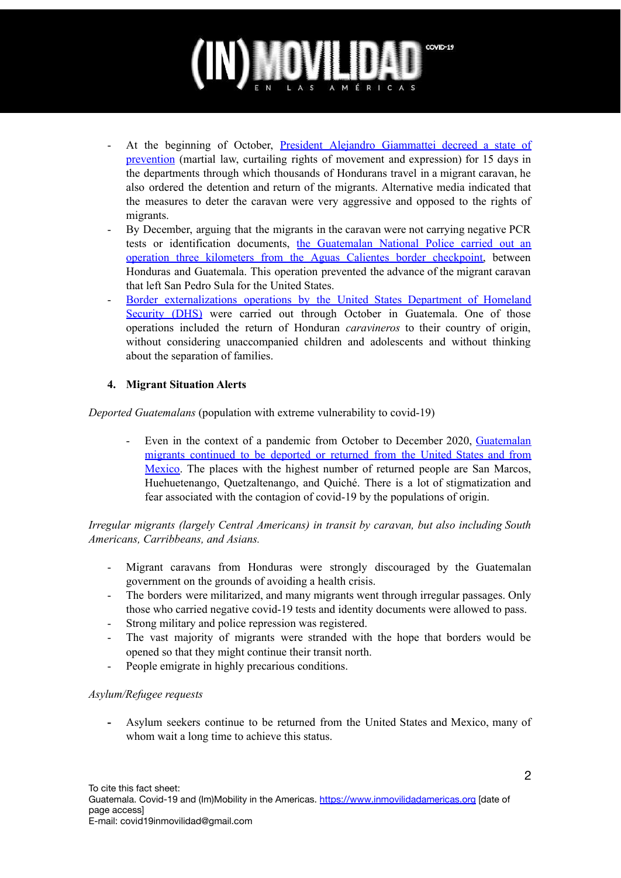- At the beginning of October, [President Alejandro Giammattei decreed a state of prevention](#) (martial law, curtailing rights of movement and expression) for 15 days in the departments through which thousands of Hondurans travel in a migrant caravan, he also ordered the detention and return of the migrants. Alternative media indicated that the measures to deter the caravan were very aggressive and opposed to the rights of migrants.
- By December, arguing that the migrants in the caravan were not carrying negative PCR tests or identification documents, [the Guatemalan National Police carried out an operation three kilometers from the Aguas Calientes border checkpoint](#), between Honduras and Guatemala. This operation prevented the advance of the migrant caravan that left San Pedro Sula for the United States.
- [Border externalizations operations by the United States Department of Homeland Security (DHS)](#) were carried out through October in Guatemala. One of those operations included the return of Honduran *caravineros* to their country of origin, without considering unaccompanied children and adolescents and without thinking about the separation of families.

4. **Migrant Situation Alerts**

*Deported Guatemalans* (population with extreme vulnerability to covid-19)

- Even in the context of a pandemic from October to December 2020, [Guatemalan migrants continued to be deported or returned from the United States and from Mexico](#). The places with the highest number of returned people are San Marcos, Huehuetenango, Quetzaltenango, and Quiché. There is a lot of stigmatization and fear associated with the contagion of covid-19 by the populations of origin.

*Irregular migrants (largely Central Americans) in transit by caravan, but also including South Americans, Carribbeans, and Asians.*

- Migrant caravans from Honduras were strongly discouraged by the Guatemalan government on the grounds of avoiding a health crisis.
- The borders were militarized, and many migrants went through irregular passages. Only those who carried negative covid-19 tests and identity documents were allowed to pass.
- Strong military and police repression was registered.
- The vast majority of migrants were stranded with the hope that borders would be opened so that they might continue their transit north.
- People emigrate in highly precarious conditions.

*Asylum/Refugee requests*

- Asylum seekers continue to be returned from the United States and Mexico, many of whom wait a long time to achieve this status.

To cite this fact sheet:
Guatemala. Covid-19 and (Im)Mobility in the Americas. https://www.inmovilidadamericas.org [date of page access]
E-mail: covid19inmovilidad@gmail.com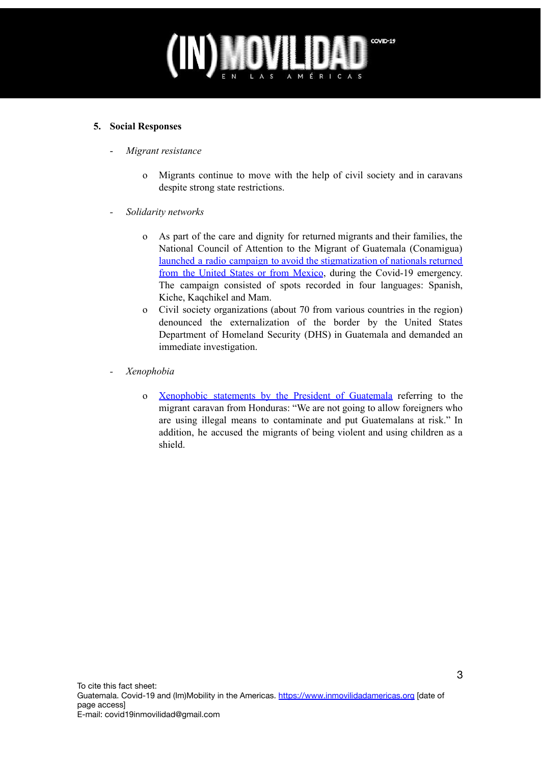## 5. Social Responses

- *Migrant resistance*

    - Migrants continue to move with the help of civil society and in caravans despite strong state restrictions.

- *Solidarity networks*

    - As part of the care and dignity for returned migrants and their families, the National Council of Attention to the Migrant of Guatemala (Conamigua) launched a radio campaign to avoid the stigmatization of nationals returned from the United States or from Mexico, during the Covid-19 emergency. The campaign consisted of spots recorded in four languages: Spanish, Kiche, Kaqchikel and Mam.
    - Civil society organizations (about 70 from various countries in the region) denounced the externalization of the border by the United States Department of Homeland Security (DHS) in Guatemala and demanded an immediate investigation.

- *Xenophobia*

    - Xenophobic statements by the President of Guatemala referring to the migrant caravan from Honduras: "We are not going to allow foreigners who are using illegal means to contaminate and put Guatemalans at risk." In addition, he accused the migrants of being violent and using children as a shield.

To cite this fact sheet:
Guatemala. Covid-19 and (Im)Mobility in the Americas. https://www.inmovilidadamericas.org [date of page access]
E-mail: covid19inmovilidad@gmail.com